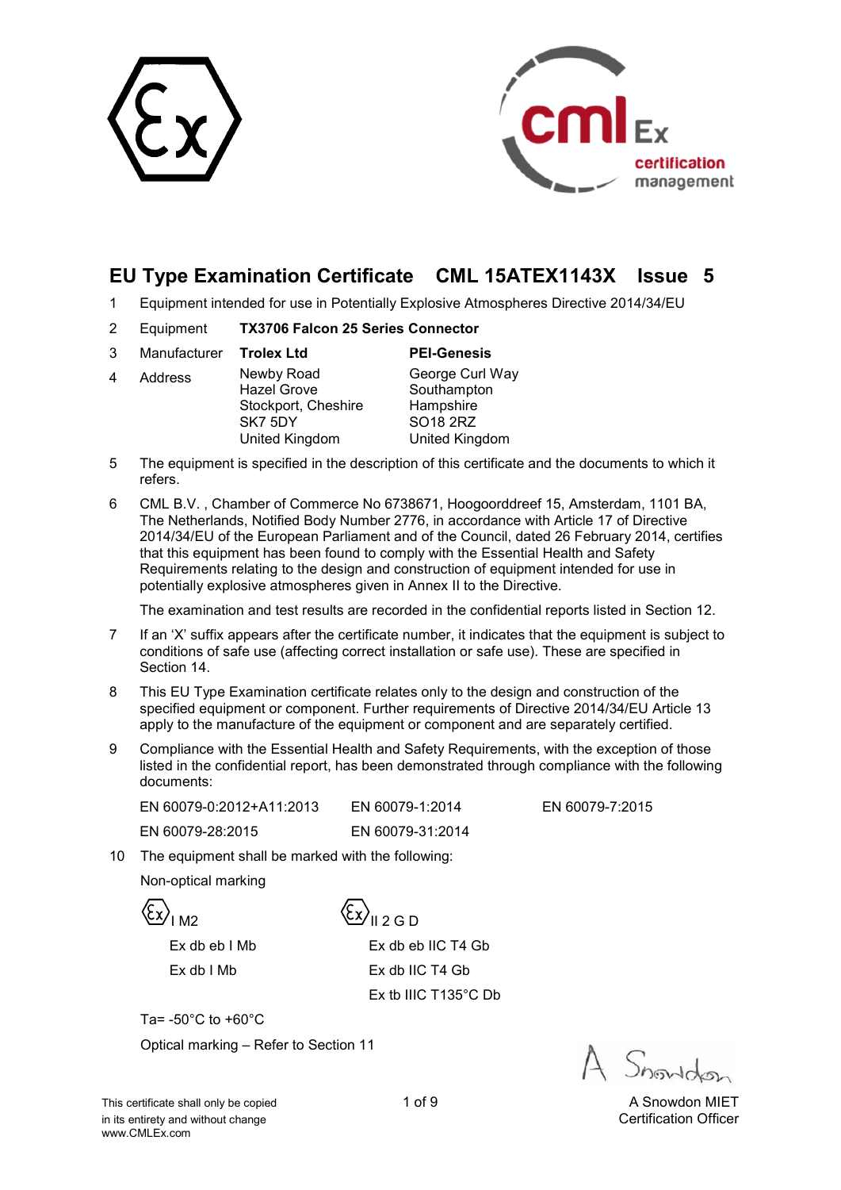# EU Type Examination Certificate CML 15ATEX1143X Issue 5

1 Equipment intended for use in Potentially Explosive Atmospheres Directive 2014/34/EU

2 Equipment **TX3706 Falcon 25 Series Connector**

| | | | |
|---|---|---|---|
| 3 | Manufacturer | **Trolex Ltd** | **PEI-Genesis** |
| 4 | Address | Newby Road<br>Hazel Grove<br>Stockport, Cheshire<br>SK7 5DY<br>United Kingdom | George Curl Way<br>Southampton<br>Hampshire<br>SO18 2RZ<br>United Kingdom |

5 The equipment is specified in the description of this certificate and the documents to which it refers.

6 CML B.V. , Chamber of Commerce No 6738671, Hoogoorddreef 15, Amsterdam, 1101 BA, The Netherlands, Notified Body Number 2776, in accordance with Article 17 of Directive 2014/34/EU of the European Parliament and of the Council, dated 26 February 2014, certifies that this equipment has been found to comply with the Essential Health and Safety Requirements relating to the design and construction of equipment intended for use in potentially explosive atmospheres given in Annex II to the Directive.

The examination and test results are recorded in the confidential reports listed in Section 12.

7 If an 'X' suffix appears after the certificate number, it indicates that the equipment is subject to conditions of safe use (affecting correct installation or safe use). These are specified in Section 14.

8 This EU Type Examination certificate relates only to the design and construction of the specified equipment or component. Further requirements of Directive 2014/34/EU Article 13 apply to the manufacture of the equipment or component and are separately certified.

9 Compliance with the Essential Health and Safety Requirements, with the exception of those listed in the confidential report, has been demonstrated through compliance with the following documents:

| | | |
|---|---|---|
| EN 60079-0:2012+A11:2013 | EN 60079-1:2014 | EN 60079-7:2015 |
| EN 60079-28:2015 | EN 60079-31:2014 | |

10 The equipment shall be marked with the following:

Non-optical marking

| | |
|---|---|
| Ex I M2 | Ex II 2 G D |
| Ex db eb I Mb | Ex db eb IIC T4 Gb |
| Ex db I Mb | Ex db IIC T4 Gb |
| | Ex tb IIIC T135°C Db |

Ta= -50°C to +60°C

Optical marking – Refer to Section 11

A Snowdon MIET
Certification Officer

This certificate shall only be copied in its entirety and without change
www.CMLEx.com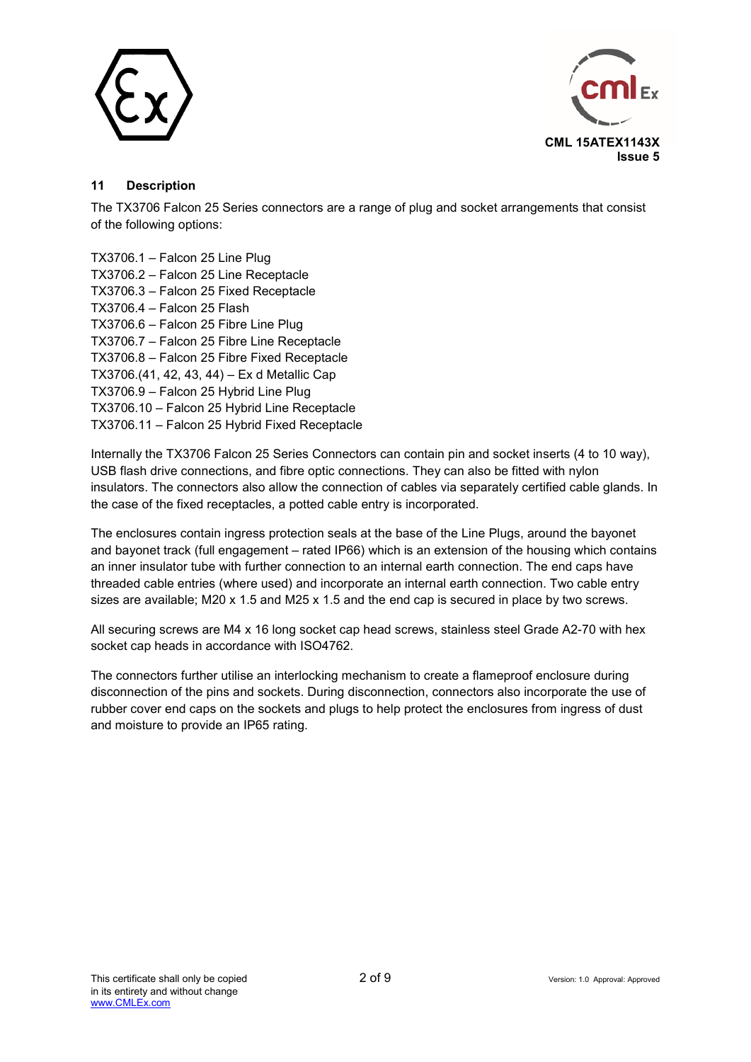## 11 Description

The TX3706 Falcon 25 Series connectors are a range of plug and socket arrangements that consist of the following options:

TX3706.1 – Falcon 25 Line Plug
TX3706.2 – Falcon 25 Line Receptacle
TX3706.3 – Falcon 25 Fixed Receptacle
TX3706.4 – Falcon 25 Flash
TX3706.6 – Falcon 25 Fibre Line Plug
TX3706.7 – Falcon 25 Fibre Line Receptacle
TX3706.8 – Falcon 25 Fibre Fixed Receptacle
TX3706.(41, 42, 43, 44) – Ex d Metallic Cap
TX3706.9 – Falcon 25 Hybrid Line Plug
TX3706.10 – Falcon 25 Hybrid Line Receptacle
TX3706.11 – Falcon 25 Hybrid Fixed Receptacle

Internally the TX3706 Falcon 25 Series Connectors can contain pin and socket inserts (4 to 10 way), USB flash drive connections, and fibre optic connections. They can also be fitted with nylon insulators. The connectors also allow the connection of cables via separately certified cable glands. In the case of the fixed receptacles, a potted cable entry is incorporated.

The enclosures contain ingress protection seals at the base of the Line Plugs, around the bayonet and bayonet track (full engagement – rated IP66) which is an extension of the housing which contains an inner insulator tube with further connection to an internal earth connection. The end caps have threaded cable entries (where used) and incorporate an internal earth connection. Two cable entry sizes are available; M20 x 1.5 and M25 x 1.5 and the end cap is secured in place by two screws.

All securing screws are M4 x 16 long socket cap head screws, stainless steel Grade A2-70 with hex socket cap heads in accordance with ISO4762.

The connectors further utilise an interlocking mechanism to create a flameproof enclosure during disconnection of the pins and sockets. During disconnection, connectors also incorporate the use of rubber cover end caps on the sockets and plugs to help protect the enclosures from ingress of dust and moisture to provide an IP65 rating.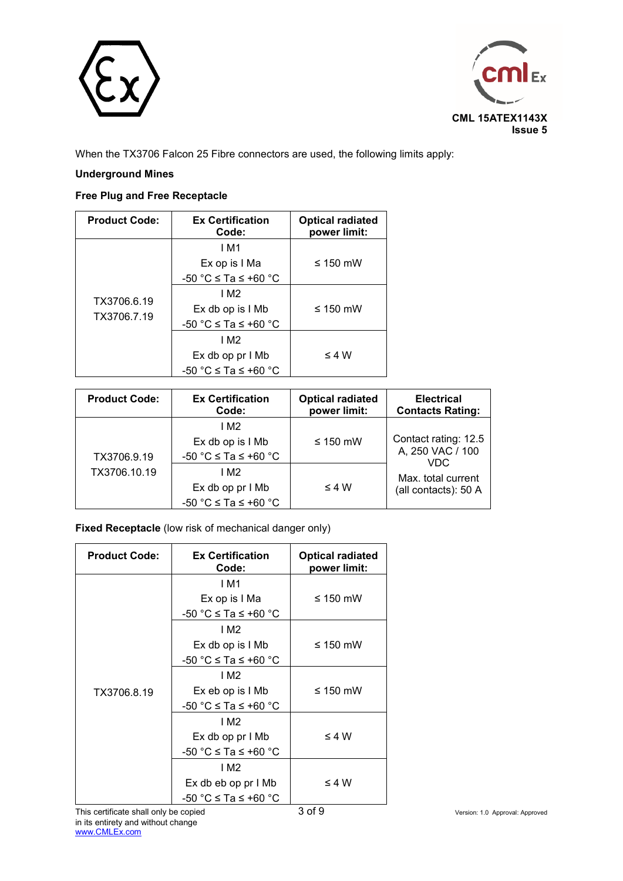When the TX3706 Falcon 25 Fibre connectors are used, the following limits apply:

**Underground Mines**

**Free Plug and Free Receptacle**

| Product Code: | Ex Certification Code: | Optical radiated power limit: |
|---|---|---|
| TX3706.6.19<br>TX3706.7.19 | I M1<br>Ex op is I Ma<br>-50 °C ≤ Ta ≤ +60 °C | ≤ 150 mW |
| | I M2<br>Ex db op is I Mb<br>-50 °C ≤ Ta ≤ +60 °C | ≤ 150 mW |
| | I M2<br>Ex db op pr I Mb<br>-50 °C ≤ Ta ≤ +60 °C | ≤ 4 W |

| Product Code: | Ex Certification Code: | Optical radiated power limit: | Electrical Contacts Rating: |
|---|---|---|---|
| TX3706.9.19<br>TX3706.10.19 | I M2<br>Ex db op is I Mb<br>-50 °C ≤ Ta ≤ +60 °C | ≤ 150 mW | Contact rating: 12.5 A, 250 VAC / 100 VDC<br>Max. total current (all contacts): 50 A |
| | I M2<br>Ex db op pr I Mb<br>-50 °C ≤ Ta ≤ +60 °C | ≤ 4 W | |

**Fixed Receptacle** (low risk of mechanical danger only)

| Product Code: | Ex Certification Code: | Optical radiated power limit: |
|---|---|---|
| TX3706.8.19 | I M1<br>Ex op is I Ma<br>-50 °C ≤ Ta ≤ +60 °C | ≤ 150 mW |
| | I M2<br>Ex db op is I Mb<br>-50 °C ≤ Ta ≤ +60 °C | ≤ 150 mW |
| | I M2<br>Ex eb op is I Mb<br>-50 °C ≤ Ta ≤ +60 °C | ≤ 150 mW |
| | I M2<br>Ex db op pr I Mb<br>-50 °C ≤ Ta ≤ +60 °C | ≤ 4 W |
| | I M2<br>Ex db eb op pr I Mb<br>-50 °C ≤ Ta ≤ +60 °C | ≤ 4 W |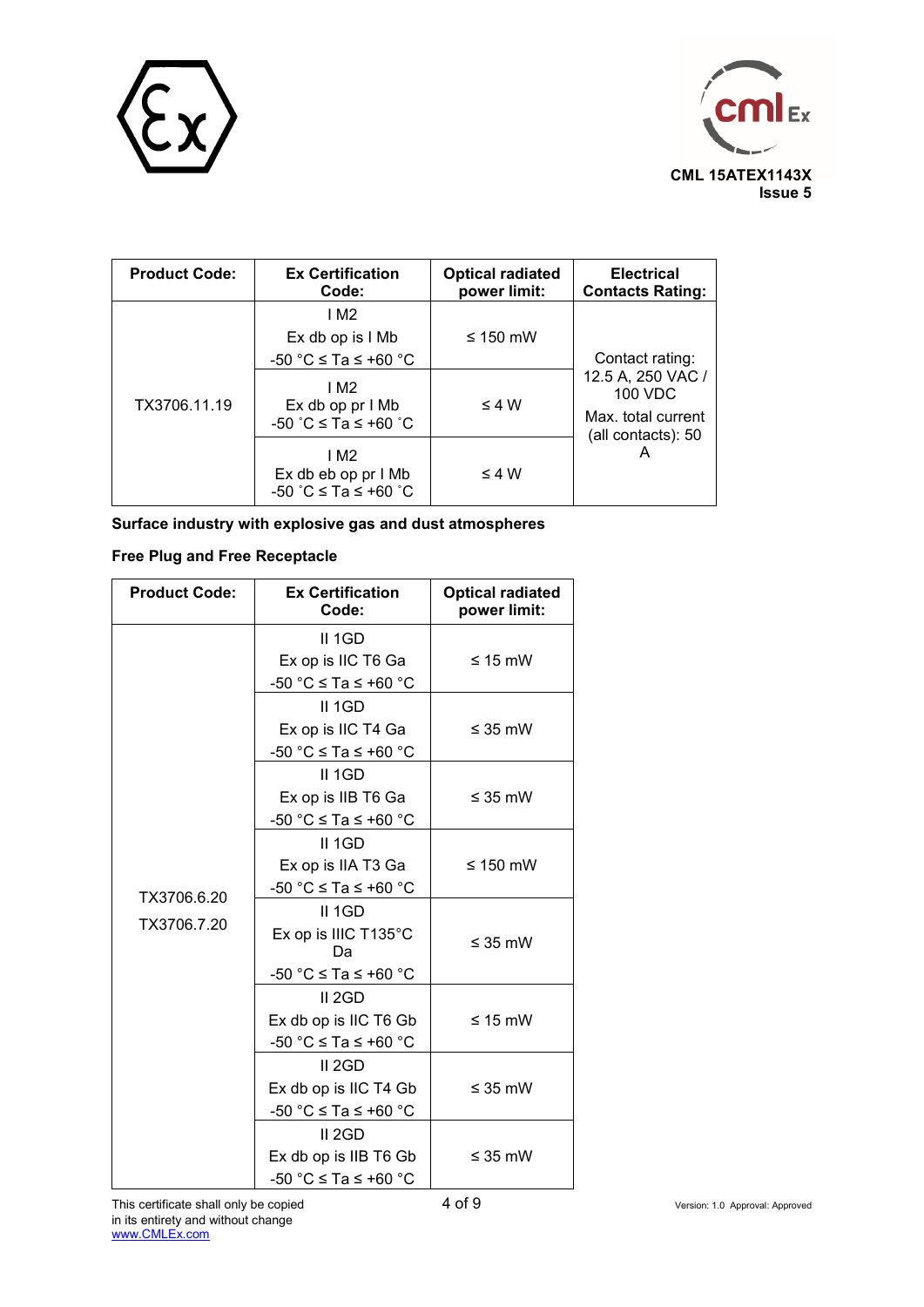| Product Code: | Ex Certification Code: | Optical radiated power limit: | Electrical Contacts Rating: |
|---|---|---|---|
| TX3706.11.19 | I M2<br>Ex db op is I Mb<br>-50 °C ≤ Ta ≤ +60 °C | ≤ 150 mW | Contact rating: 12.5 A, 250 VAC / 100 VDC<br>Max. total current (all contacts): 50 A |
| | I M2<br>Ex db op pr I Mb<br>-50 °C ≤ Ta ≤ +60 °C | ≤ 4 W | |
| | I M2<br>Ex db eb op pr I Mb<br>-50 °C ≤ Ta ≤ +60 °C | ≤ 4 W | |

**Surface industry with explosive gas and dust atmospheres**

**Free Plug and Free Receptacle**

| Product Code: | Ex Certification Code: | Optical radiated power limit: |
|---|---|---|
| TX3706.6.20<br>TX3706.7.20 | II 1GD<br>Ex op is IIC T6 Ga<br>-50 °C ≤ Ta ≤ +60 °C | ≤ 15 mW |
| | II 1GD<br>Ex op is IIC T4 Ga<br>-50 °C ≤ Ta ≤ +60 °C | ≤ 35 mW |
| | II 1GD<br>Ex op is IIB T6 Ga<br>-50 °C ≤ Ta ≤ +60 °C | ≤ 35 mW |
| | II 1GD<br>Ex op is IIA T3 Ga<br>-50 °C ≤ Ta ≤ +60 °C | ≤ 150 mW |
| | II 1GD<br>Ex op is IIIC T135°C Da<br>-50 °C ≤ Ta ≤ +60 °C | ≤ 35 mW |
| | II 2GD<br>Ex db op is IIC T6 Gb<br>-50 °C ≤ Ta ≤ +60 °C | ≤ 15 mW |
| | II 2GD<br>Ex db op is IIC T4 Gb<br>-50 °C ≤ Ta ≤ +60 °C | ≤ 35 mW |
| | II 2GD<br>Ex db op is IIB T6 Gb<br>-50 °C ≤ Ta ≤ +60 °C | ≤ 35 mW |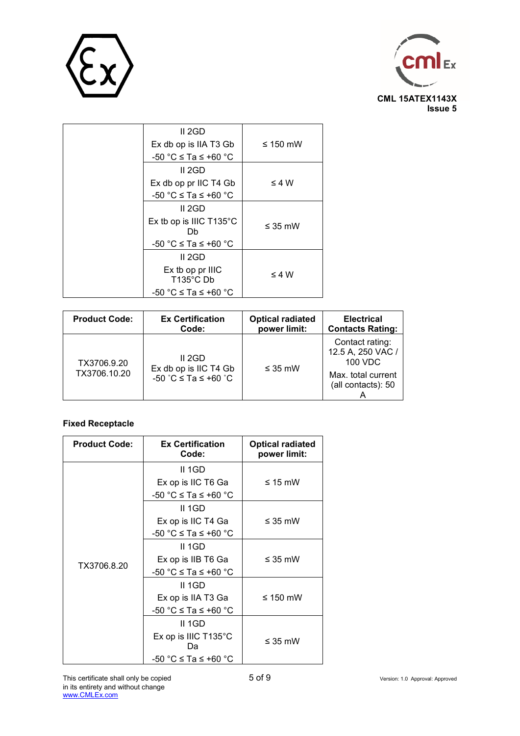| | | |
|---|---|---|
| | II 2GD<br>Ex db op is IIA T3 Gb<br>-50 °C ≤ Ta ≤ +60 °C | ≤ 150 mW |
| | II 2GD<br>Ex db op pr IIC T4 Gb<br>-50 °C ≤ Ta ≤ +60 °C | ≤ 4 W |
| | II 2GD<br>Ex tb op is IIIC T135°C Db<br>-50 °C ≤ Ta ≤ +60 °C | ≤ 35 mW |
| | II 2GD<br>Ex tb op pr IIIC T135°C Db<br>-50 °C ≤ Ta ≤ +60 °C | ≤ 4 W |

| Product Code: | Ex Certification Code: | Optical radiated power limit: | Electrical Contacts Rating: |
|---|---|---|---|
| TX3706.9.20<br>TX3706.10.20 | II 2GD<br>Ex db op is IIC T4 Gb<br>-50 ˚C ≤ Ta ≤ +60 ˚C | ≤ 35 mW | Contact rating: 12.5 A, 250 VAC / 100 VDC<br>Max. total current (all contacts): 50 A |

**Fixed Receptacle**

| Product Code: | Ex Certification Code: | Optical radiated power limit: |
|---|---|---|
| TX3706.8.20 | II 1GD<br>Ex op is IIC T6 Ga<br>-50 °C ≤ Ta ≤ +60 °C | ≤ 15 mW |
| | II 1GD<br>Ex op is IIC T4 Ga<br>-50 °C ≤ Ta ≤ +60 °C | ≤ 35 mW |
| | II 1GD<br>Ex op is IIB T6 Ga<br>-50 °C ≤ Ta ≤ +60 °C | ≤ 35 mW |
| | II 1GD<br>Ex op is IIA T3 Ga<br>-50 °C ≤ Ta ≤ +60 °C | ≤ 150 mW |
| | II 1GD<br>Ex op is IIIC T135°C Da<br>-50 °C ≤ Ta ≤ +60 °C | ≤ 35 mW |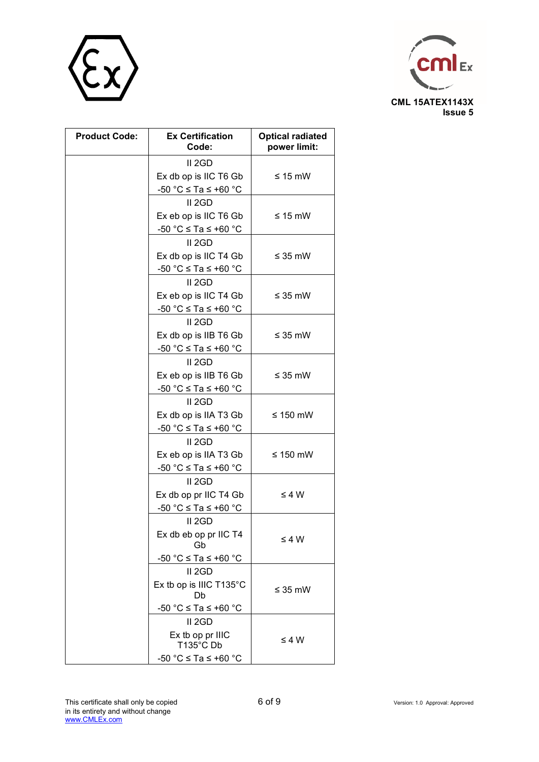| Product Code: | Ex Certification Code: | Optical radiated power limit: |
|---|---|---|
| | II 2GD<br>Ex db op is IIC T6 Gb<br>-50 °C ≤ Ta ≤ +60 °C | ≤ 15 mW |
| | II 2GD<br>Ex eb op is IIC T6 Gb<br>-50 °C ≤ Ta ≤ +60 °C | ≤ 15 mW |
| | II 2GD<br>Ex db op is IIC T4 Gb<br>-50 °C ≤ Ta ≤ +60 °C | ≤ 35 mW |
| | II 2GD<br>Ex eb op is IIC T4 Gb<br>-50 °C ≤ Ta ≤ +60 °C | ≤ 35 mW |
| | II 2GD<br>Ex db op is IIB T6 Gb<br>-50 °C ≤ Ta ≤ +60 °C | ≤ 35 mW |
| | II 2GD<br>Ex eb op is IIB T6 Gb<br>-50 °C ≤ Ta ≤ +60 °C | ≤ 35 mW |
| | II 2GD<br>Ex db op is IIA T3 Gb<br>-50 °C ≤ Ta ≤ +60 °C | ≤ 150 mW |
| | II 2GD<br>Ex eb op is IIA T3 Gb<br>-50 °C ≤ Ta ≤ +60 °C | ≤ 150 mW |
| | II 2GD<br>Ex db op pr IIC T4 Gb<br>-50 °C ≤ Ta ≤ +60 °C | ≤ 4 W |
| | II 2GD<br>Ex db eb op pr IIC T4 Gb<br>-50 °C ≤ Ta ≤ +60 °C | ≤ 4 W |
| | II 2GD<br>Ex tb op is IIIC T135°C Db<br>-50 °C ≤ Ta ≤ +60 °C | ≤ 35 mW |
| | II 2GD<br>Ex tb op pr IIIC T135°C Db<br>-50 °C ≤ Ta ≤ +60 °C | ≤ 4 W |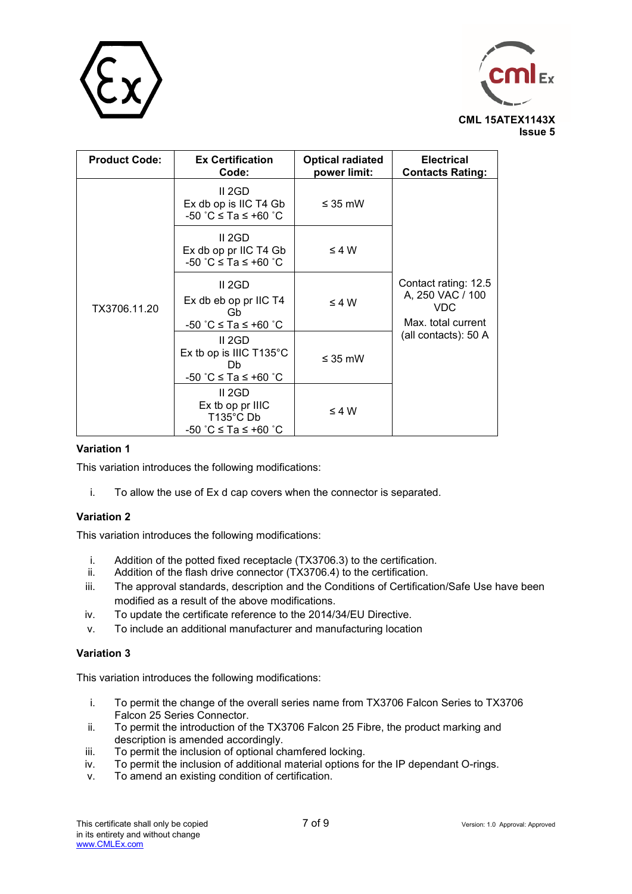CML 15ATEX1143X
Issue 5

| Product Code: | Ex Certification Code: | Optical radiated power limit: | Electrical Contacts Rating: |
|---|---|---|---|
| TX3706.11.20 | II 2GD<br>Ex db op is IIC T4 Gb<br>-50 ˚C ≤ Ta ≤ +60 ˚C | ≤ 35 mW | Contact rating: 12.5 A, 250 VAC / 100 VDC<br>Max. total current (all contacts): 50 A |
| | II 2GD<br>Ex db op pr IIC T4 Gb<br>-50 ˚C ≤ Ta ≤ +60 ˚C | ≤ 4 W | |
| | II 2GD<br>Ex db eb op pr IIC T4 Gb<br>-50 ˚C ≤ Ta ≤ +60 ˚C | ≤ 4 W | |
| | II 2GD<br>Ex tb op is IIIC T135°C Db<br>-50 ˚C ≤ Ta ≤ +60 ˚C | ≤ 35 mW | |
| | II 2GD<br>Ex tb op pr IIIC T135°C Db<br>-50 ˚C ≤ Ta ≤ +60 ˚C | ≤ 4 W | |

**Variation 1**

This variation introduces the following modifications:

i. To allow the use of Ex d cap covers when the connector is separated.

**Variation 2**

This variation introduces the following modifications:

i. Addition of the potted fixed receptacle (TX3706.3) to the certification.
ii. Addition of the flash drive connector (TX3706.4) to the certification.
iii. The approval standards, description and the Conditions of Certification/Safe Use have been modified as a result of the above modifications.
iv. To update the certificate reference to the 2014/34/EU Directive.
v. To include an additional manufacturer and manufacturing location

**Variation 3**

This variation introduces the following modifications:

i. To permit the change of the overall series name from TX3706 Falcon Series to TX3706 Falcon 25 Series Connector.
ii. To permit the introduction of the TX3706 Falcon 25 Fibre, the product marking and description is amended accordingly.
iii. To permit the inclusion of optional chamfered locking.
iv. To permit the inclusion of additional material options for the IP dependant O-rings.
v. To amend an existing condition of certification.

This certificate shall only be copied in its entirety and without change
www.CMLEx.com

Version: 1.0 Approval: Approved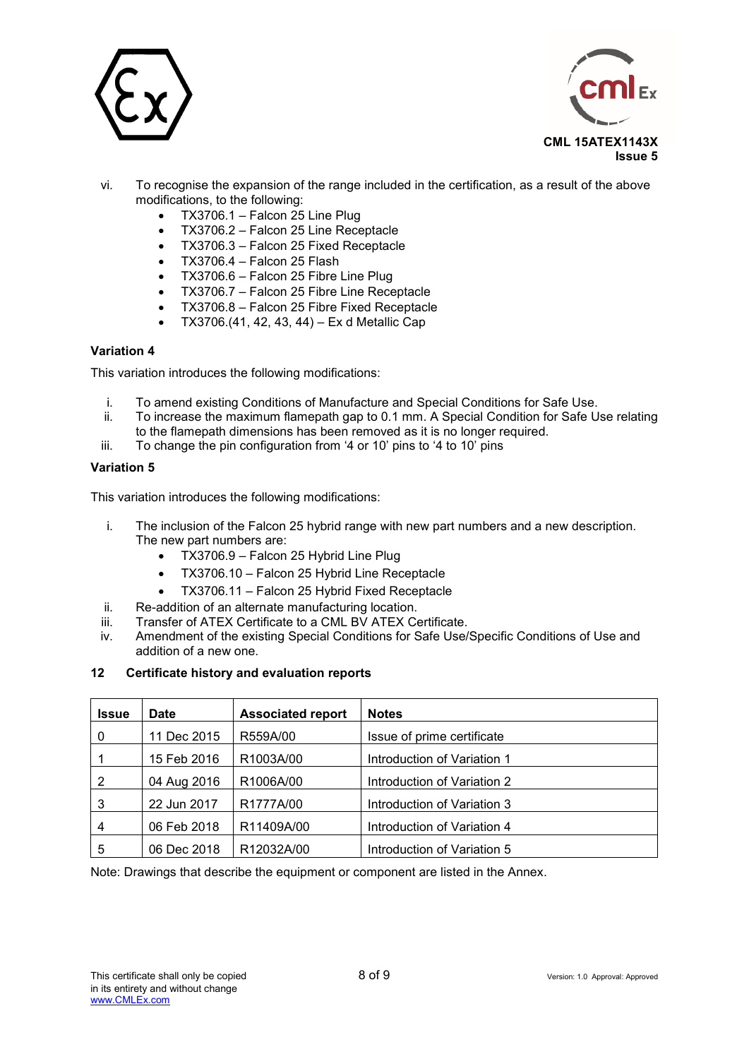vi. To recognise the expansion of the range included in the certification, as a result of the above modifications, to the following:
   - TX3706.1 – Falcon 25 Line Plug
   - TX3706.2 – Falcon 25 Line Receptacle
   - TX3706.3 – Falcon 25 Fixed Receptacle
   - TX3706.4 – Falcon 25 Flash
   - TX3706.6 – Falcon 25 Fibre Line Plug
   - TX3706.7 – Falcon 25 Fibre Line Receptacle
   - TX3706.8 – Falcon 25 Fibre Fixed Receptacle
   - TX3706.(41, 42, 43, 44) – Ex d Metallic Cap

**Variation 4**

This variation introduces the following modifications:

i. To amend existing Conditions of Manufacture and Special Conditions for Safe Use.
ii. To increase the maximum flamepath gap to 0.1 mm. A Special Condition for Safe Use relating to the flamepath dimensions has been removed as it is no longer required.
iii. To change the pin configuration from '4 or 10' pins to '4 to 10' pins

**Variation 5**

This variation introduces the following modifications:

i. The inclusion of the Falcon 25 hybrid range with new part numbers and a new description. The new part numbers are:
   - TX3706.9 – Falcon 25 Hybrid Line Plug
   - TX3706.10 – Falcon 25 Hybrid Line Receptacle
   - TX3706.11 – Falcon 25 Hybrid Fixed Receptacle
ii. Re-addition of an alternate manufacturing location.
iii. Transfer of ATEX Certificate to a CML BV ATEX Certificate.
iv. Amendment of the existing Special Conditions for Safe Use/Specific Conditions of Use and addition of a new one.

## 12 Certificate history and evaluation reports

| Issue | Date | Associated report | Notes |
|---|---|---|---|
| 0 | 11 Dec 2015 | R559A/00 | Issue of prime certificate |
| 1 | 15 Feb 2016 | R1003A/00 | Introduction of Variation 1 |
| 2 | 04 Aug 2016 | R1006A/00 | Introduction of Variation 2 |
| 3 | 22 Jun 2017 | R1777A/00 | Introduction of Variation 3 |
| 4 | 06 Feb 2018 | R11409A/00 | Introduction of Variation 4 |
| 5 | 06 Dec 2018 | R12032A/00 | Introduction of Variation 5 |

Note: Drawings that describe the equipment or component are listed in the Annex.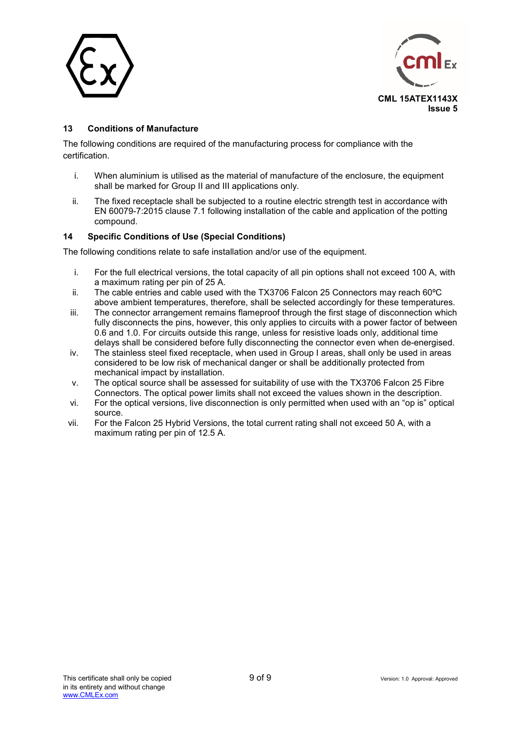## 13 Conditions of Manufacture

The following conditions are required of the manufacturing process for compliance with the certification.

i. When aluminium is utilised as the material of manufacture of the enclosure, the equipment shall be marked for Group II and III applications only.

ii. The fixed receptacle shall be subjected to a routine electric strength test in accordance with EN 60079-7:2015 clause 7.1 following installation of the cable and application of the potting compound.

## 14 Specific Conditions of Use (Special Conditions)

The following conditions relate to safe installation and/or use of the equipment.

i. For the full electrical versions, the total capacity of all pin options shall not exceed 100 A, with a maximum rating per pin of 25 A.

ii. The cable entries and cable used with the TX3706 Falcon 25 Connectors may reach 60ºC above ambient temperatures, therefore, shall be selected accordingly for these temperatures.

iii. The connector arrangement remains flameproof through the first stage of disconnection which fully disconnects the pins, however, this only applies to circuits with a power factor of between 0.6 and 1.0. For circuits outside this range, unless for resistive loads only, additional time delays shall be considered before fully disconnecting the connector even when de-energised.

iv. The stainless steel fixed receptacle, when used in Group I areas, shall only be used in areas considered to be low risk of mechanical danger or shall be additionally protected from mechanical impact by installation.

v. The optical source shall be assessed for suitability of use with the TX3706 Falcon 25 Fibre Connectors. The optical power limits shall not exceed the values shown in the description.

vi. For the optical versions, live disconnection is only permitted when used with an "op is" optical source.

vii. For the Falcon 25 Hybrid Versions, the total current rating shall not exceed 50 A, with a maximum rating per pin of 12.5 A.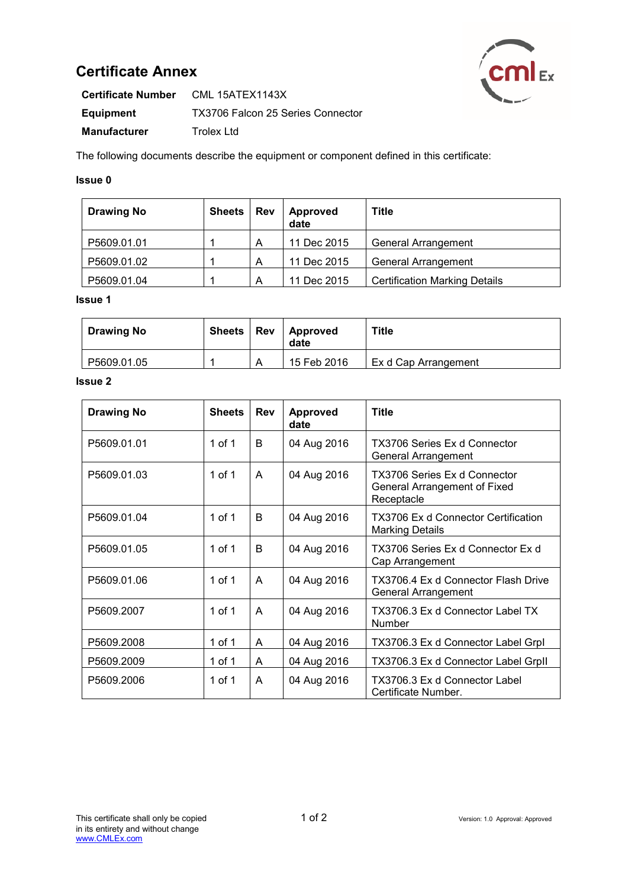# Certificate Annex

**Certificate Number** CML 15ATEX1143X

**Equipment** TX3706 Falcon 25 Series Connector

**Manufacturer** Trolex Ltd

The following documents describe the equipment or component defined in this certificate:

**Issue 0**

| Drawing No | Sheets | Rev | Approved date | Title |
|---|---|---|---|---|
| P5609.01.01 | 1 | A | 11 Dec 2015 | General Arrangement |
| P5609.01.02 | 1 | A | 11 Dec 2015 | General Arrangement |
| P5609.01.04 | 1 | A | 11 Dec 2015 | Certification Marking Details |

**Issue 1**

| Drawing No | Sheets | Rev | Approved date | Title |
|---|---|---|---|---|
| P5609.01.05 | 1 | A | 15 Feb 2016 | Ex d Cap Arrangement |

**Issue 2**

| Drawing No | Sheets | Rev | Approved date | Title |
|---|---|---|---|---|
| P5609.01.01 | 1 of 1 | B | 04 Aug 2016 | TX3706 Series Ex d Connector General Arrangement |
| P5609.01.03 | 1 of 1 | A | 04 Aug 2016 | TX3706 Series Ex d Connector General Arrangement of Fixed Receptacle |
| P5609.01.04 | 1 of 1 | B | 04 Aug 2016 | TX3706 Ex d Connector Certification Marking Details |
| P5609.01.05 | 1 of 1 | B | 04 Aug 2016 | TX3706 Series Ex d Connector Ex d Cap Arrangement |
| P5609.01.06 | 1 of 1 | A | 04 Aug 2016 | TX3706.4 Ex d Connector Flash Drive General Arrangement |
| P5609.2007 | 1 of 1 | A | 04 Aug 2016 | TX3706.3 Ex d Connector Label TX Number |
| P5609.2008 | 1 of 1 | A | 04 Aug 2016 | TX3706.3 Ex d Connector Label GrpI |
| P5609.2009 | 1 of 1 | A | 04 Aug 2016 | TX3706.3 Ex d Connector Label GrpII |
| P5609.2006 | 1 of 1 | A | 04 Aug 2016 | TX3706.3 Ex d Connector Label Certificate Number. |

This certificate shall only be copied in its entirety and without change
www.CMLEx.com

Version: 1.0 Approval: Approved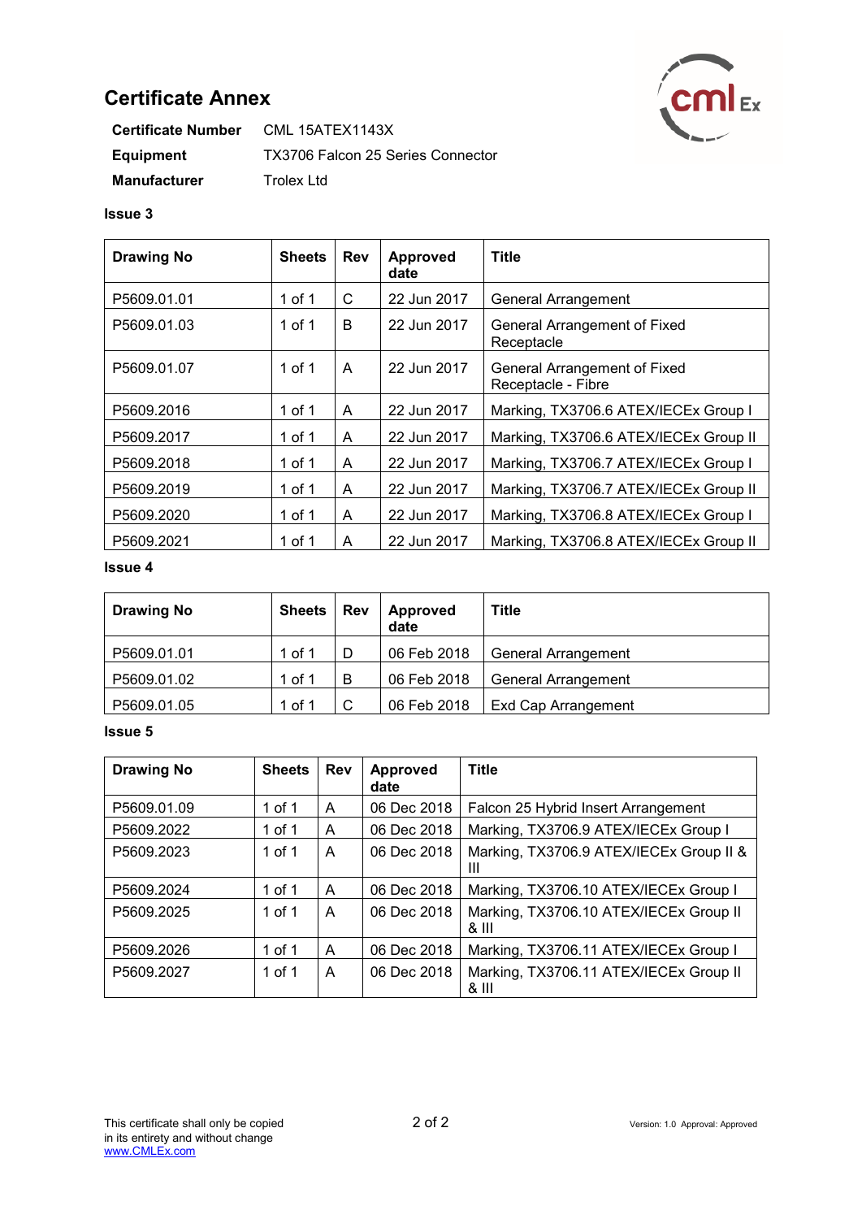## Certificate Annex

| | |
|---|---|
| **Certificate Number** | CML 15ATEX1143X |
| **Equipment** | TX3706 Falcon 25 Series Connector |
| **Manufacturer** | Trolex Ltd |

**Issue 3**

| Drawing No | Sheets | Rev | Approved date | Title |
|---|---|---|---|---|
| P5609.01.01 | 1 of 1 | C | 22 Jun 2017 | General Arrangement |
| P5609.01.03 | 1 of 1 | B | 22 Jun 2017 | General Arrangement of Fixed Receptacle |
| P5609.01.07 | 1 of 1 | A | 22 Jun 2017 | General Arrangement of Fixed Receptacle - Fibre |
| P5609.2016 | 1 of 1 | A | 22 Jun 2017 | Marking, TX3706.6 ATEX/IECEx Group I |
| P5609.2017 | 1 of 1 | A | 22 Jun 2017 | Marking, TX3706.6 ATEX/IECEx Group II |
| P5609.2018 | 1 of 1 | A | 22 Jun 2017 | Marking, TX3706.7 ATEX/IECEx Group I |
| P5609.2019 | 1 of 1 | A | 22 Jun 2017 | Marking, TX3706.7 ATEX/IECEx Group II |
| P5609.2020 | 1 of 1 | A | 22 Jun 2017 | Marking, TX3706.8 ATEX/IECEx Group I |
| P5609.2021 | 1 of 1 | A | 22 Jun 2017 | Marking, TX3706.8 ATEX/IECEx Group II |

**Issue 4**

| Drawing No | Sheets | Rev | Approved date | Title |
|---|---|---|---|---|
| P5609.01.01 | 1 of 1 | D | 06 Feb 2018 | General Arrangement |
| P5609.01.02 | 1 of 1 | B | 06 Feb 2018 | General Arrangement |
| P5609.01.05 | 1 of 1 | C | 06 Feb 2018 | Exd Cap Arrangement |

**Issue 5**

| Drawing No | Sheets | Rev | Approved date | Title |
|---|---|---|---|---|
| P5609.01.09 | 1 of 1 | A | 06 Dec 2018 | Falcon 25 Hybrid Insert Arrangement |
| P5609.2022 | 1 of 1 | A | 06 Dec 2018 | Marking, TX3706.9 ATEX/IECEx Group I |
| P5609.2023 | 1 of 1 | A | 06 Dec 2018 | Marking, TX3706.9 ATEX/IECEx Group II & III |
| P5609.2024 | 1 of 1 | A | 06 Dec 2018 | Marking, TX3706.10 ATEX/IECEx Group I |
| P5609.2025 | 1 of 1 | A | 06 Dec 2018 | Marking, TX3706.10 ATEX/IECEx Group II & III |
| P5609.2026 | 1 of 1 | A | 06 Dec 2018 | Marking, TX3706.11 ATEX/IECEx Group I |
| P5609.2027 | 1 of 1 | A | 06 Dec 2018 | Marking, TX3706.11 ATEX/IECEx Group II & III |

This certificate shall only be copied in its entirety and without change
www.CMLEx.com

Version: 1.0 Approval: Approved